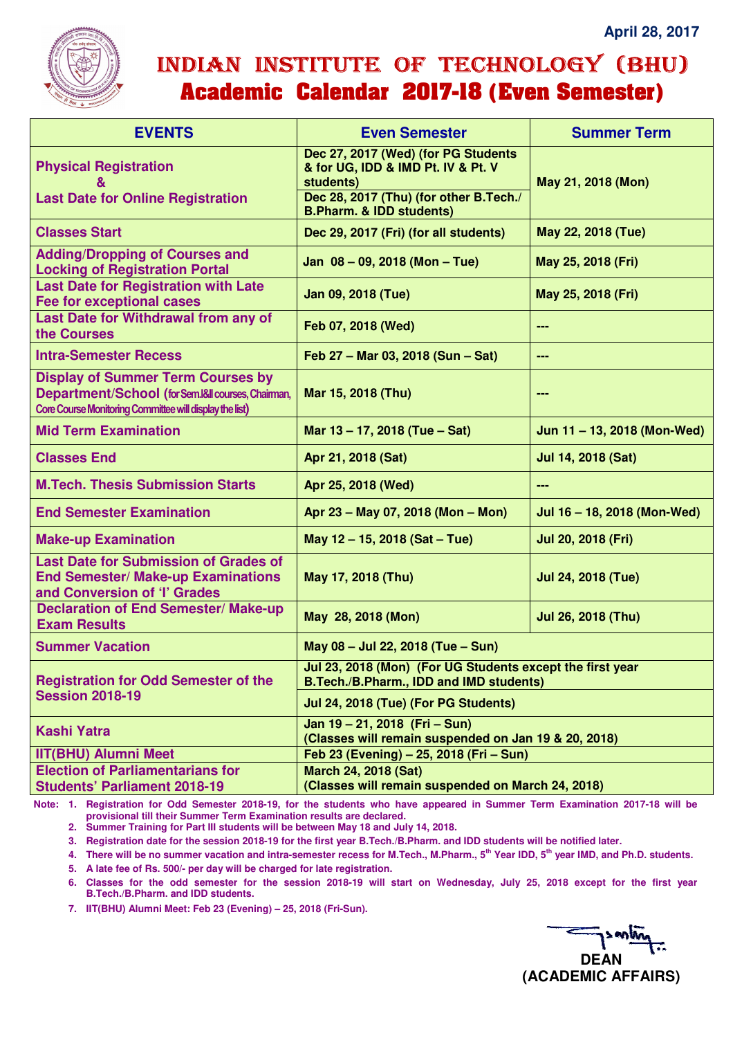April 28, 2017

# INDIAN INSTITUTE OF TECHNOLOGY (BHU)
## Academic Calendar 2017-18 (Even Semester)

| EVENTS | Even Semester | Summer Term |
|---|---|---|
| Physical Registration & Last Date for Online Registration | Dec 27, 2017 (Wed) (for PG Students & for UG, IDD & IMD Pt. IV & Pt. V students)<br>Dec 28, 2017 (Thu) (for other B.Tech./ B.Pharm. & IDD students) | May 21, 2018 (Mon) |
| Classes Start | Dec 29, 2017 (Fri) (for all students) | May 22, 2018 (Tue) |
| Adding/Dropping of Courses and Locking of Registration Portal | Jan 08 – 09, 2018 (Mon – Tue) | May 25, 2018 (Fri) |
| Last Date for Registration with Late Fee for exceptional cases | Jan 09, 2018 (Tue) | May 25, 2018 (Fri) |
| Last Date for Withdrawal from any of the Courses | Feb 07, 2018 (Wed) | --- |
| Intra-Semester Recess | Feb 27 – Mar 03, 2018 (Sun – Sat) | --- |
| Display of Summer Term Courses by Department/School (for Sem.I&II courses, Chairman, Core Course Monitoring Committee will display the list) | Mar 15, 2018 (Thu) | --- |
| Mid Term Examination | Mar 13 – 17, 2018 (Tue – Sat) | Jun 11 – 13, 2018 (Mon-Wed) |
| Classes End | Apr 21, 2018 (Sat) | Jul 14, 2018 (Sat) |
| M.Tech. Thesis Submission Starts | Apr 25, 2018 (Wed) | --- |
| End Semester Examination | Apr 23 – May 07, 2018 (Mon – Mon) | Jul 16 – 18, 2018 (Mon-Wed) |
| Make-up Examination | May 12 – 15, 2018 (Sat – Tue) | Jul 20, 2018 (Fri) |
| Last Date for Submission of Grades of End Semester/ Make-up Examinations and Conversion of 'I' Grades | May 17, 2018 (Thu) | Jul 24, 2018 (Tue) |
| Declaration of End Semester/ Make-up Exam Results | May 28, 2018 (Mon) | Jul 26, 2018 (Thu) |
| Summer Vacation | May 08 – Jul 22, 2018 (Tue – Sun) | |
| Registration for Odd Semester of the Session 2018-19 | Jul 23, 2018 (Mon) (For UG Students except the first year B.Tech./B.Pharm., IDD and IMD students)<br>Jul 24, 2018 (Tue) (For PG Students) | |
| Kashi Yatra | Jan 19 – 21, 2018 (Fri – Sun) (Classes will remain suspended on Jan 19 & 20, 2018) | |
| IIT(BHU) Alumni Meet | Feb 23 (Evening) – 25, 2018 (Fri – Sun) | |
| Election of Parliamentarians for Students' Parliament 2018-19 | March 24, 2018 (Sat) (Classes will remain suspended on March 24, 2018) | |

**Note:**
1. Registration for Odd Semester 2018-19, for the students who have appeared in Summer Term Examination 2017-18 will be provisional till their Summer Term Examination results are declared.
2. Summer Training for Part III students will be between May 18 and July 14, 2018.
3. Registration date for the session 2018-19 for the first year B.Tech./B.Pharm. and IDD students will be notified later.
4. There will be no summer vacation and intra-semester recess for M.Tech., M.Pharm., 5th Year IDD, 5th year IMD, and Ph.D. students.
5. A late fee of Rs. 500/- per day will be charged for late registration.
6. Classes for the odd semester for the session 2018-19 will start on Wednesday, July 25, 2018 except for the first year B.Tech./B.Pharm. and IDD students.
7. IIT(BHU) Alumni Meet: Feb 23 (Evening) – 25, 2018 (Fri-Sun).

**DEAN**
**(ACADEMIC AFFAIRS)**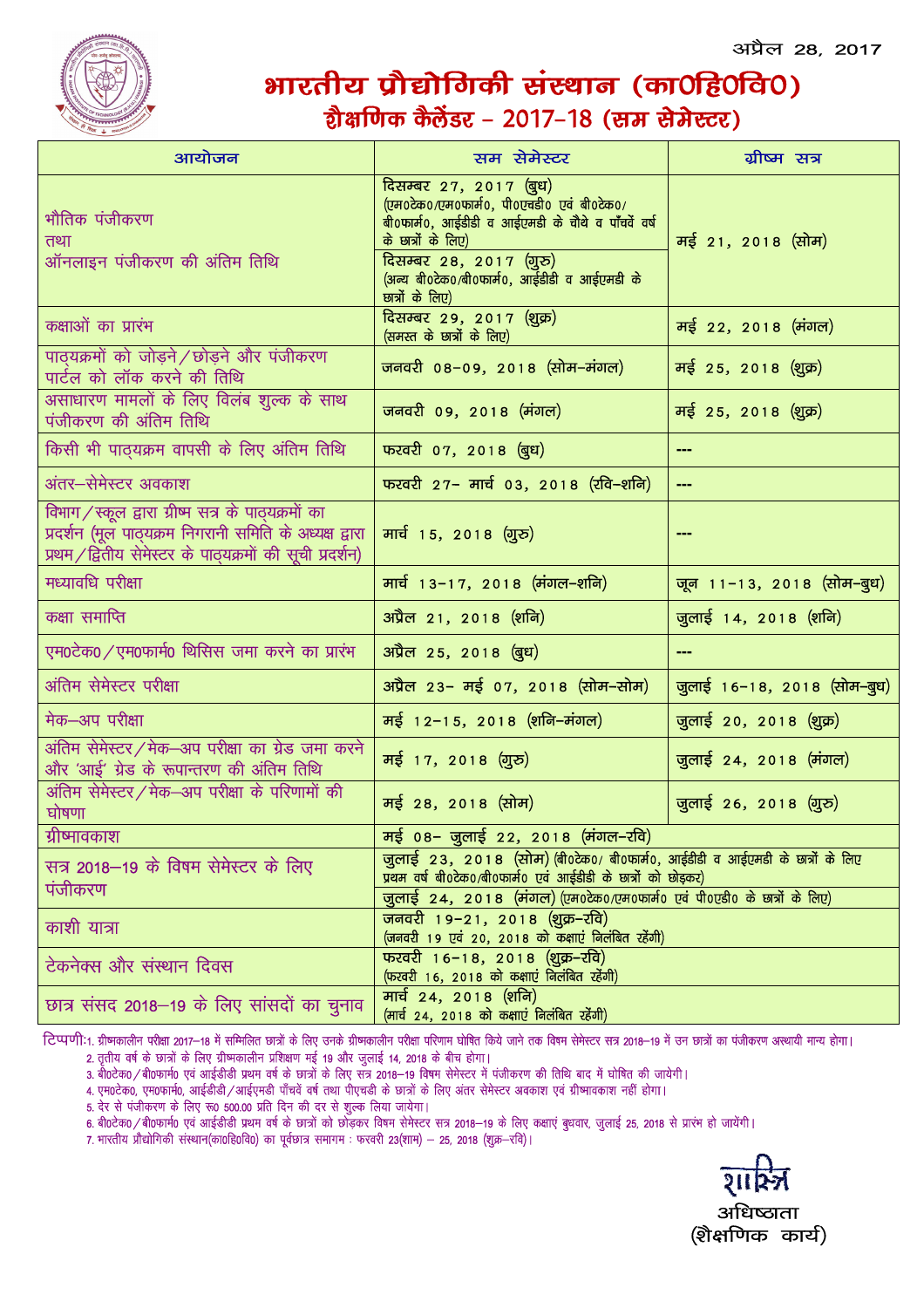अप्रैल 28, 2017

# भारतीय प्रौद्योगिकी संस्थान (का0हि0वि0)

## शैक्षणिक कैलेंडर – 2017-18 (सम सेमेस्टर)

| आयोजन | सम सेमेस्टर | ग्रीष्म सत्र |
|---|---|---|
| भौतिक पंजीकरण तथा ऑनलाइन पंजीकरण की अंतिम तिथि | दिसम्बर 27, 2017 (बुध) (एम0टेक0/एम0फार्म0, पी0एचडी0 एवं बी0टेक0/बी0फार्म0, आईडीडी व आईएमडी के चौथे व पाँचवें वर्ष के छात्रों के लिए)<br>दिसम्बर 28, 2017 (गुरु) (अन्य बी0टेक0/बी0फार्म0, आईडीडी व आईएमडी के छात्रों के लिए) | मई 21, 2018 (सोम) |
| कक्षाओं का प्रारंभ | दिसम्बर 29, 2017 (शुक्र) (समस्त के छात्रों के लिए) | मई 22, 2018 (मंगल) |
| पाठ्यक्रमों को जोड़ने/छोड़ने और पंजीकरण पार्टल को लॉक करने की तिथि | जनवरी 08-09, 2018 (सोम-मंगल) | मई 25, 2018 (शुक्र) |
| असाधारण मामलों के लिए विलंब शुल्क के साथ पंजीकरण की अंतिम तिथि | जनवरी 09, 2018 (मंगल) | मई 25, 2018 (शुक्र) |
| किसी भी पाठ्यक्रम वापसी के लिए अंतिम तिथि | फरवरी 07, 2018 (बुध) | --- |
| अंतर–सेमेस्टर अवकाश | फरवरी 27– मार्च 03, 2018 (रवि-शनि) | --- |
| विभाग/स्कूल द्वारा ग्रीष्म सत्र के पाठ्यक्रमों का प्रदर्शन (मूल पाठ्यक्रम निगरानी समिति के अध्यक्ष द्वारा प्रथम/द्वितीय सेमेस्टर के पाठ्यक्रमों की सूची प्रदर्शन) | मार्च 15, 2018 (गुरु) | --- |
| मध्यावधि परीक्षा | मार्च 13-17, 2018 (मंगल-शनि) | जून 11-13, 2018 (सोम-बुध) |
| कक्षा समाप्ति | अप्रैल 21, 2018 (शनि) | जुलाई 14, 2018 (शनि) |
| एम0टेक0/एम0फार्म0 थिसिस जमा करने का प्रारंभ | अप्रैल 25, 2018 (बुध) | --- |
| अंतिम सेमेस्टर परीक्षा | अप्रैल 23– मई 07, 2018 (सोम-सोम) | जुलाई 16-18, 2018 (सोम-बुध) |
| मेक–अप परीक्षा | मई 12-15, 2018 (शनि-मंगल) | जुलाई 20, 2018 (शुक्र) |
| अंतिम सेमेस्टर/मेक–अप परीक्षा का ग्रेड जमा करने और 'आई' ग्रेड के रूपान्तरण की अंतिम तिथि | मई 17, 2018 (गुरु) | जुलाई 24, 2018 (मंगल) |
| अंतिम सेमेस्टर/मेक–अप परीक्षा के परिणामों की घोषणा | मई 28, 2018 (सोम) | जुलाई 26, 2018 (गुरु) |
| ग्रीष्मावकाश | मई 08– जुलाई 22, 2018 (मंगल-रवि) | |
| सत्र 2018–19 के विषम सेमेस्टर के लिए पंजीकरण | जुलाई 23, 2018 (सोम) (बी0टेक0/ बी0फार्म0, आईडीडी व आईएमडी के छात्रों के लिए प्रथम वर्ष बी0टेक0/बी0फार्म0 एवं आईडीडी के छात्रों को छोड़कर)<br>जुलाई 24, 2018 (मंगल) (एम0टेक0/एम0फार्म0 एवं पी0एडी0 के छात्रों के लिए) | |
| काशी यात्रा | जनवरी 19-21, 2018 (शुक्र-रवि) (जनवरी 19 एवं 20, 2018 को कक्षाएं निलंबित रहेंगी) | |
| टेकनेक्स और संस्थान दिवस | फरवरी 16-18, 2018 (शुक्र-रवि) (फरवरी 16, 2018 को कक्षाएं निलंबित रहेंगी) | |
| छात्र संसद 2018–19 के लिए सांसदों का चुनाव | मार्च 24, 2018 (शनि) (मार्च 24, 2018 को कक्षाएं निलंबित रहेंगी) | |

टिप्पणी:

1. ग्रीष्मकालीन परीक्षा 2017–18 में सम्मिलित छात्रों के लिए उनके ग्रीष्मकालीन परीक्षा परिणाम घोषित किये जाने तक विषम सेमेस्टर सत्र 2018–19 में उन छात्रों का पंजीकरण अस्थायी मान्य होगा।
2. तृतीय वर्ष के छात्रों के लिए ग्रीष्मकालीन प्रशिक्षण मई 19 और जुलाई 14, 2018 के बीच होगा।
3. बी0टेक0/बी0फार्म0 एवं आईडीडी प्रथम वर्ष के छात्रों के लिए सत्र 2018–19 विषम सेमेस्टर में पंजीकरण की तिथि बाद में घोषित की जायेगी।
4. एम0टेक0, एम0फार्म0, आईडीडी/आईएमडी पाँचवें वर्ष तथा पीएचडी के छात्रों के लिए अंतर सेमेस्टर अवकाश एवं ग्रीष्मावकाश नहीं होगा।
5. देर से पंजीकरण के लिए रू0 500.00 प्रति दिन की दर से शुल्क लिया जायेगा।
6. बी0टेक0/बी0फार्म0 एवं आईडीडी प्रथम वर्ष के छात्रों को छोड़कर विषम सेमेस्टर सत्र 2018–19 के लिए कक्षाएं बुधवार, जुलाई 25, 2018 से प्रारंभ हो जायेंगी।
7. भारतीय प्रौद्योगिकी संस्थान(का0हि0वि0) का पूर्वछात्र समागम : फरवरी 23(शाम) – 25, 2018 (शुक्र–रवि)।

शास्त्रि

अधिष्ठाता
(शैक्षणिक कार्य)